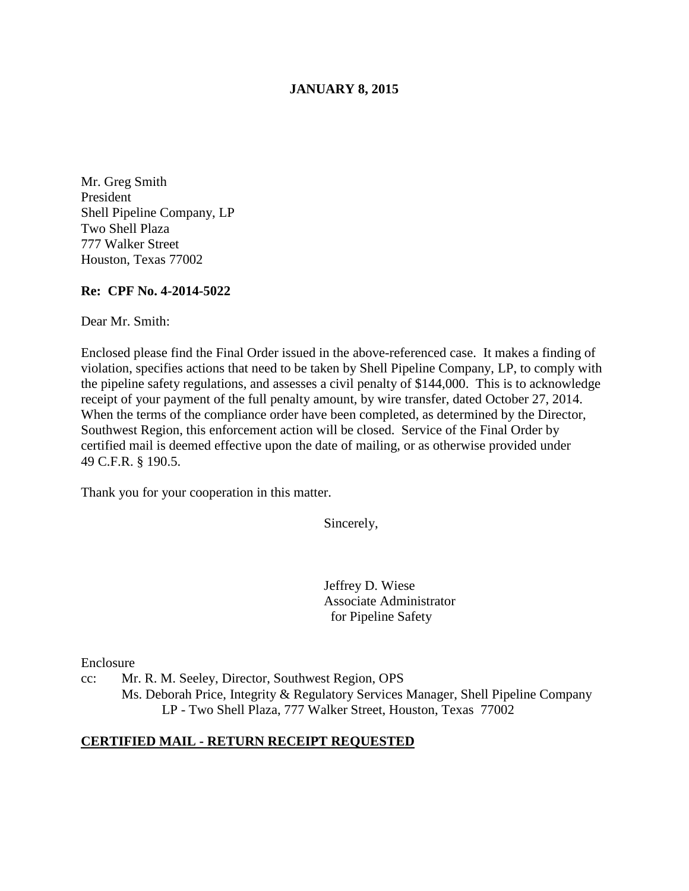**JANUARY 8, 2015**

Mr. Greg Smith
President
Shell Pipeline Company, LP
Two Shell Plaza
777 Walker Street
Houston, Texas 77002

**Re: CPF No. 4-2014-5022**

Dear Mr. Smith:

Enclosed please find the Final Order issued in the above-referenced case. It makes a finding of violation, specifies actions that need to be taken by Shell Pipeline Company, LP, to comply with the pipeline safety regulations, and assesses a civil penalty of $144,000. This is to acknowledge receipt of your payment of the full penalty amount, by wire transfer, dated October 27, 2014. When the terms of the compliance order have been completed, as determined by the Director, Southwest Region, this enforcement action will be closed. Service of the Final Order by certified mail is deemed effective upon the date of mailing, or as otherwise provided under 49 C.F.R. § 190.5.

Thank you for your cooperation in this matter.

Sincerely,

Jeffrey D. Wiese
Associate Administrator
for Pipeline Safety

Enclosure

cc: Mr. R. M. Seeley, Director, Southwest Region, OPS
Ms. Deborah Price, Integrity & Regulatory Services Manager, Shell Pipeline Company LP - Two Shell Plaza, 777 Walker Street, Houston, Texas 77002

**CERTIFIED MAIL - RETURN RECEIPT REQUESTED**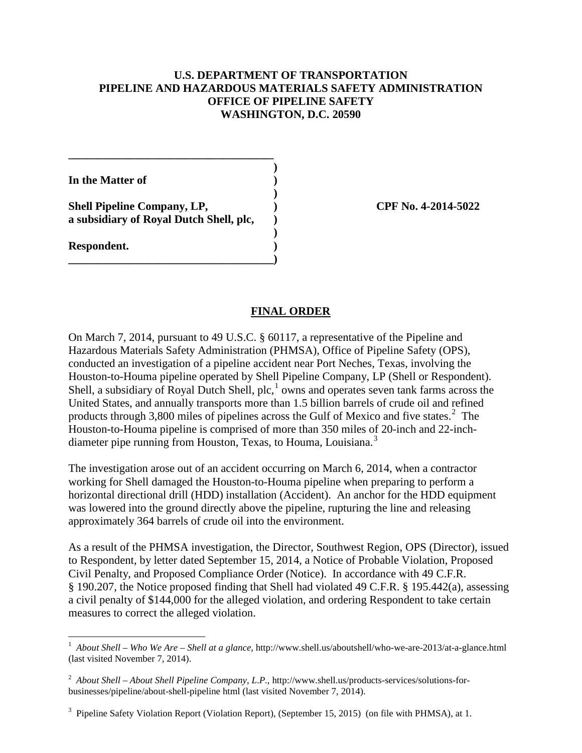**U.S. DEPARTMENT OF TRANSPORTATION**
**PIPELINE AND HAZARDOUS MATERIALS SAFETY ADMINISTRATION**
**OFFICE OF PIPELINE SAFETY**
**WASHINGTON, D.C. 20590**

| | | |
|---|---|---|
| **In the Matter of** | ) | |
| | ) | |
| **Shell Pipeline Company, LP,** | ) | **CPF No. 4-2014-5022** |
| **a subsidiary of Royal Dutch Shell, plc,** | ) | |
| | ) | |
| **Respondent.** | ) | |

**FINAL ORDER**

On March 7, 2014, pursuant to 49 U.S.C. § 60117, a representative of the Pipeline and Hazardous Materials Safety Administration (PHMSA), Office of Pipeline Safety (OPS), conducted an investigation of a pipeline accident near Port Neches, Texas, involving the Houston-to-Houma pipeline operated by Shell Pipeline Company, LP (Shell or Respondent). Shell, a subsidiary of Royal Dutch Shell, plc,[1] owns and operates seven tank farms across the United States, and annually transports more than 1.5 billion barrels of crude oil and refined products through 3,800 miles of pipelines across the Gulf of Mexico and five states.[2] The Houston-to-Houma pipeline is comprised of more than 350 miles of 20-inch and 22-inch-diameter pipe running from Houston, Texas, to Houma, Louisiana.[3]

The investigation arose out of an accident occurring on March 6, 2014, when a contractor working for Shell damaged the Houston-to-Houma pipeline when preparing to perform a horizontal directional drill (HDD) installation (Accident). An anchor for the HDD equipment was lowered into the ground directly above the pipeline, rupturing the line and releasing approximately 364 barrels of crude oil into the environment.

As a result of the PHMSA investigation, the Director, Southwest Region, OPS (Director), issued to Respondent, by letter dated September 15, 2014, a Notice of Probable Violation, Proposed Civil Penalty, and Proposed Compliance Order (Notice). In accordance with 49 C.F.R. § 190.207, the Notice proposed finding that Shell had violated 49 C.F.R. § 195.442(a), assessing a civil penalty of $144,000 for the alleged violation, and ordering Respondent to take certain measures to correct the alleged violation.

---

[1] *About Shell – Who We Are – Shell at a glance*, http://www.shell.us/aboutshell/who-we-are-2013/at-a-glance.html (last visited November 7, 2014).

[2] *About Shell – About Shell Pipeline Company, L.P.*, http://www.shell.us/products-services/solutions-for-businesses/pipeline/about-shell-pipeline html (last visited November 7, 2014).

[3] Pipeline Safety Violation Report (Violation Report), (September 15, 2015) (on file with PHMSA), at 1.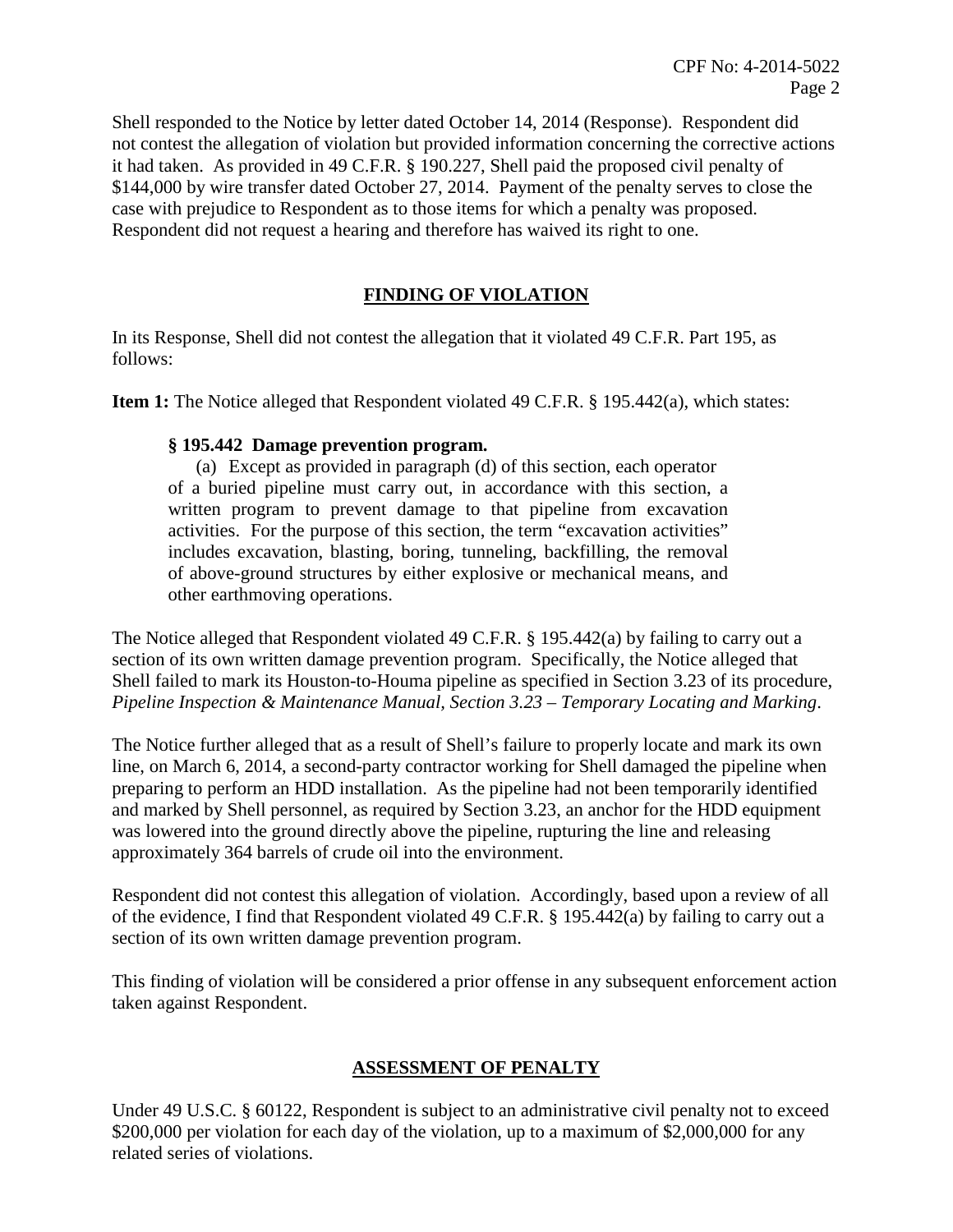Shell responded to the Notice by letter dated October 14, 2014 (Response). Respondent did not contest the allegation of violation but provided information concerning the corrective actions it had taken. As provided in 49 C.F.R. § 190.227, Shell paid the proposed civil penalty of $144,000 by wire transfer dated October 27, 2014. Payment of the penalty serves to close the case with prejudice to Respondent as to those items for which a penalty was proposed. Respondent did not request a hearing and therefore has waived its right to one.

## FINDING OF VIOLATION

In its Response, Shell did not contest the allegation that it violated 49 C.F.R. Part 195, as follows:

**Item 1:** The Notice alleged that Respondent violated 49 C.F.R. § 195.442(a), which states:

> **§ 195.442 Damage prevention program.**
>
> (a) Except as provided in paragraph (d) of this section, each operator of a buried pipeline must carry out, in accordance with this section, a written program to prevent damage to that pipeline from excavation activities. For the purpose of this section, the term "excavation activities" includes excavation, blasting, boring, tunneling, backfilling, the removal of above-ground structures by either explosive or mechanical means, and other earthmoving operations.

The Notice alleged that Respondent violated 49 C.F.R. § 195.442(a) by failing to carry out a section of its own written damage prevention program. Specifically, the Notice alleged that Shell failed to mark its Houston-to-Houma pipeline as specified in Section 3.23 of its procedure, *Pipeline Inspection & Maintenance Manual, Section 3.23 – Temporary Locating and Marking*.

The Notice further alleged that as a result of Shell's failure to properly locate and mark its own line, on March 6, 2014, a second-party contractor working for Shell damaged the pipeline when preparing to perform an HDD installation. As the pipeline had not been temporarily identified and marked by Shell personnel, as required by Section 3.23, an anchor for the HDD equipment was lowered into the ground directly above the pipeline, rupturing the line and releasing approximately 364 barrels of crude oil into the environment.

Respondent did not contest this allegation of violation. Accordingly, based upon a review of all of the evidence, I find that Respondent violated 49 C.F.R. § 195.442(a) by failing to carry out a section of its own written damage prevention program.

This finding of violation will be considered a prior offense in any subsequent enforcement action taken against Respondent.

## ASSESSMENT OF PENALTY

Under 49 U.S.C. § 60122, Respondent is subject to an administrative civil penalty not to exceed $200,000 per violation for each day of the violation, up to a maximum of $2,000,000 for any related series of violations.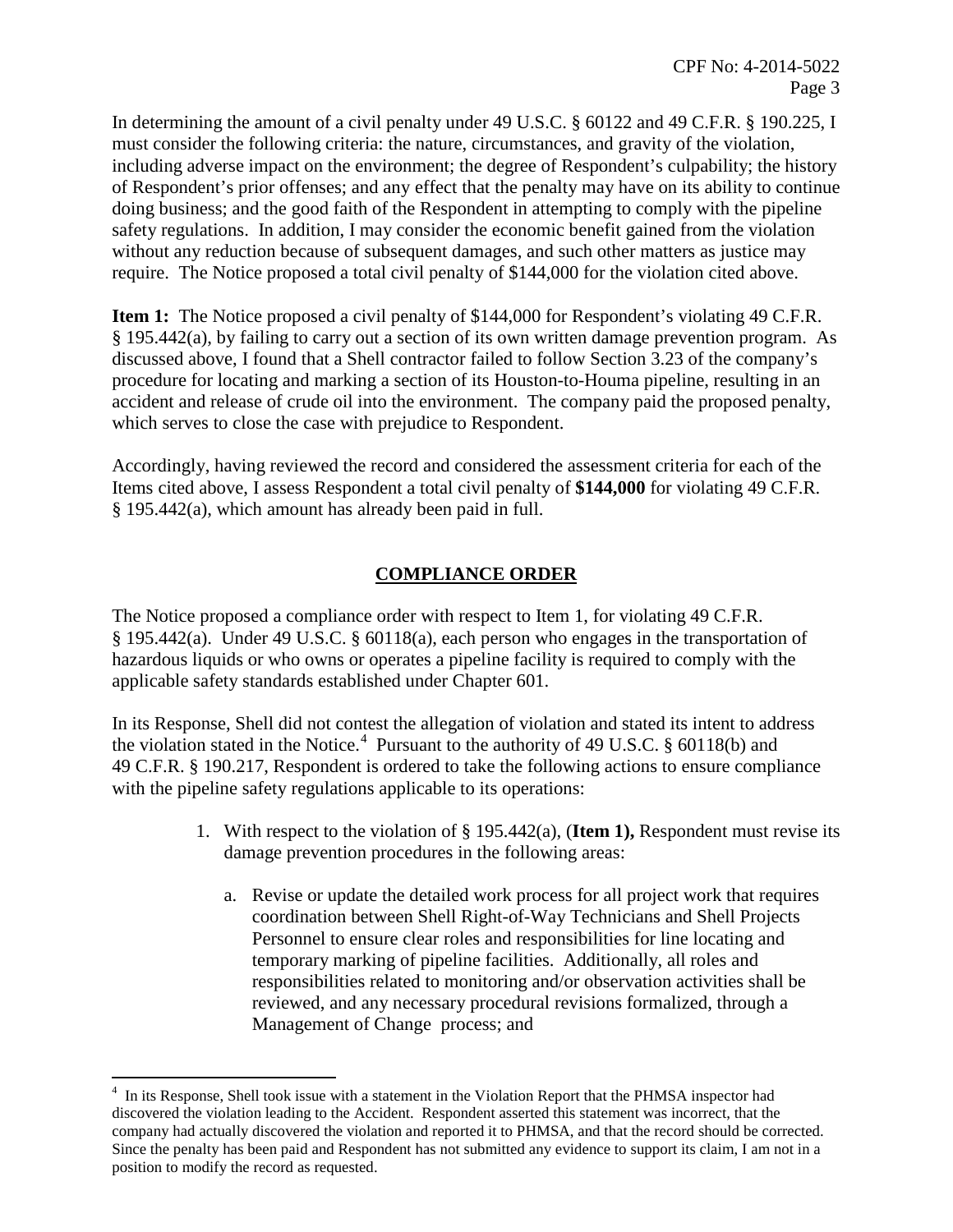In determining the amount of a civil penalty under 49 U.S.C. § 60122 and 49 C.F.R. § 190.225, I must consider the following criteria: the nature, circumstances, and gravity of the violation, including adverse impact on the environment; the degree of Respondent's culpability; the history of Respondent's prior offenses; and any effect that the penalty may have on its ability to continue doing business; and the good faith of the Respondent in attempting to comply with the pipeline safety regulations. In addition, I may consider the economic benefit gained from the violation without any reduction because of subsequent damages, and such other matters as justice may require. The Notice proposed a total civil penalty of $144,000 for the violation cited above.

**Item 1:** The Notice proposed a civil penalty of $144,000 for Respondent's violating 49 C.F.R. § 195.442(a), by failing to carry out a section of its own written damage prevention program. As discussed above, I found that a Shell contractor failed to follow Section 3.23 of the company's procedure for locating and marking a section of its Houston-to-Houma pipeline, resulting in an accident and release of crude oil into the environment. The company paid the proposed penalty, which serves to close the case with prejudice to Respondent.

Accordingly, having reviewed the record and considered the assessment criteria for each of the Items cited above, I assess Respondent a total civil penalty of **$144,000** for violating 49 C.F.R. § 195.442(a), which amount has already been paid in full.

## COMPLIANCE ORDER

The Notice proposed a compliance order with respect to Item 1, for violating 49 C.F.R. § 195.442(a). Under 49 U.S.C. § 60118(a), each person who engages in the transportation of hazardous liquids or who owns or operates a pipeline facility is required to comply with the applicable safety standards established under Chapter 601.

In its Response, Shell did not contest the allegation of violation and stated its intent to address the violation stated in the Notice.[4] Pursuant to the authority of 49 U.S.C. § 60118(b) and 49 C.F.R. § 190.217, Respondent is ordered to take the following actions to ensure compliance with the pipeline safety regulations applicable to its operations:

1. With respect to the violation of § 195.442(a), (**Item 1),** Respondent must revise its damage prevention procedures in the following areas:

    a. Revise or update the detailed work process for all project work that requires coordination between Shell Right-of-Way Technicians and Shell Projects Personnel to ensure clear roles and responsibilities for line locating and temporary marking of pipeline facilities. Additionally, all roles and responsibilities related to monitoring and/or observation activities shall be reviewed, and any necessary procedural revisions formalized, through a Management of Change process; and

---

[4] In its Response, Shell took issue with a statement in the Violation Report that the PHMSA inspector had discovered the violation leading to the Accident. Respondent asserted this statement was incorrect, that the company had actually discovered the violation and reported it to PHMSA, and that the record should be corrected. Since the penalty has been paid and Respondent has not submitted any evidence to support its claim, I am not in a position to modify the record as requested.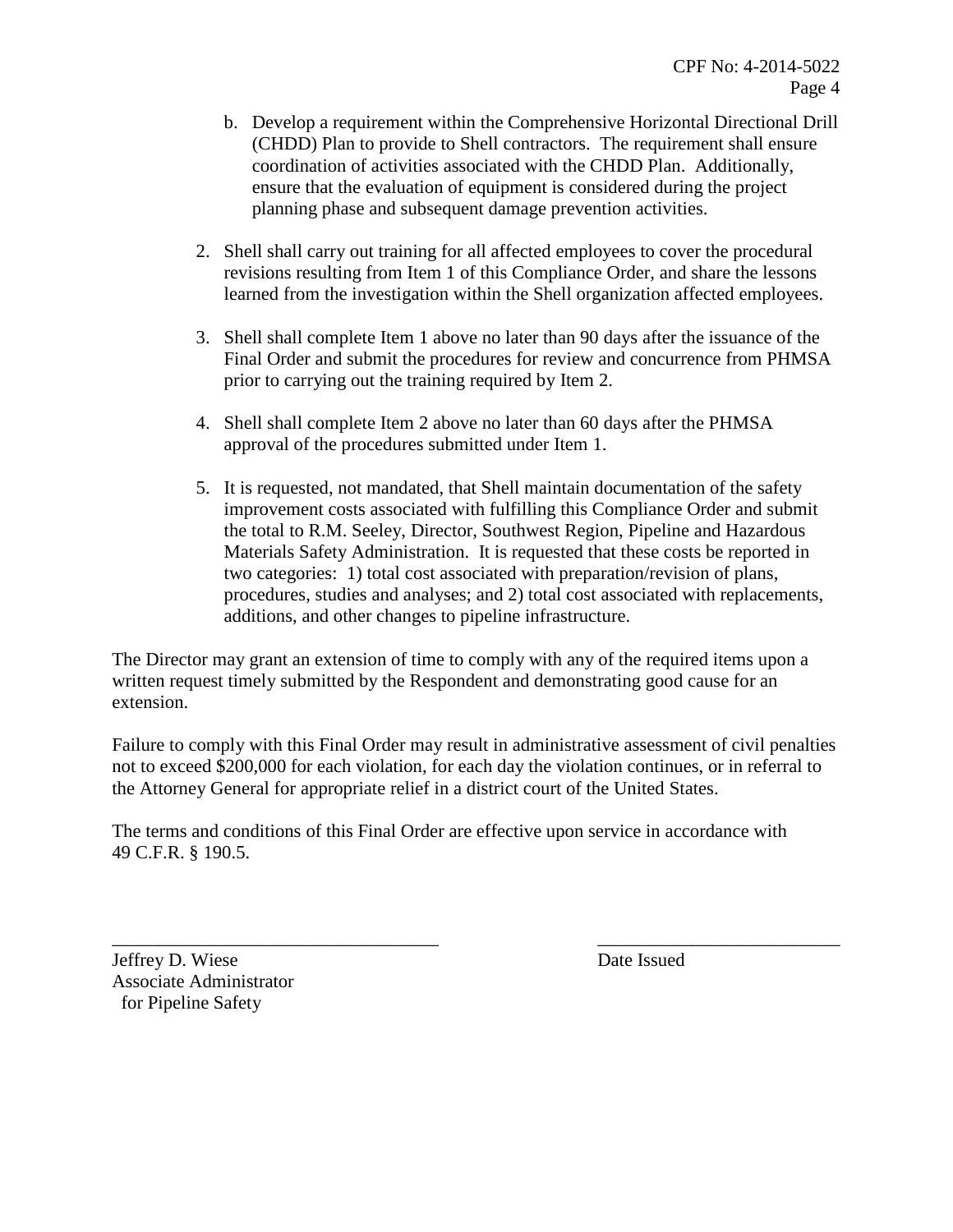b. Develop a requirement within the Comprehensive Horizontal Directional Drill (CHDD) Plan to provide to Shell contractors. The requirement shall ensure coordination of activities associated with the CHDD Plan. Additionally, ensure that the evaluation of equipment is considered during the project planning phase and subsequent damage prevention activities.

2. Shell shall carry out training for all affected employees to cover the procedural revisions resulting from Item 1 of this Compliance Order, and share the lessons learned from the investigation within the Shell organization affected employees.

3. Shell shall complete Item 1 above no later than 90 days after the issuance of the Final Order and submit the procedures for review and concurrence from PHMSA prior to carrying out the training required by Item 2.

4. Shell shall complete Item 2 above no later than 60 days after the PHMSA approval of the procedures submitted under Item 1.

5. It is requested, not mandated, that Shell maintain documentation of the safety improvement costs associated with fulfilling this Compliance Order and submit the total to R.M. Seeley, Director, Southwest Region, Pipeline and Hazardous Materials Safety Administration. It is requested that these costs be reported in two categories: 1) total cost associated with preparation/revision of plans, procedures, studies and analyses; and 2) total cost associated with replacements, additions, and other changes to pipeline infrastructure.

The Director may grant an extension of time to comply with any of the required items upon a written request timely submitted by the Respondent and demonstrating good cause for an extension.

Failure to comply with this Final Order may result in administrative assessment of civil penalties not to exceed $200,000 for each violation, for each day the violation continues, or in referral to the Attorney General for appropriate relief in a district court of the United States.

The terms and conditions of this Final Order are effective upon service in accordance with 49 C.F.R. § 190.5.

\_\_\_\_\_\_\_\_\_\_\_\_\_\_\_\_\_\_\_\_\_\_\_\_\_\_\_\_\_\_\_\_\_\_\_\_

Jeffrey D. Wiese
Associate Administrator
for Pipeline Safety

\_\_\_\_\_\_\_\_\_\_\_\_\_\_\_\_\_\_\_\_\_\_\_\_\_\_\_

Date Issued